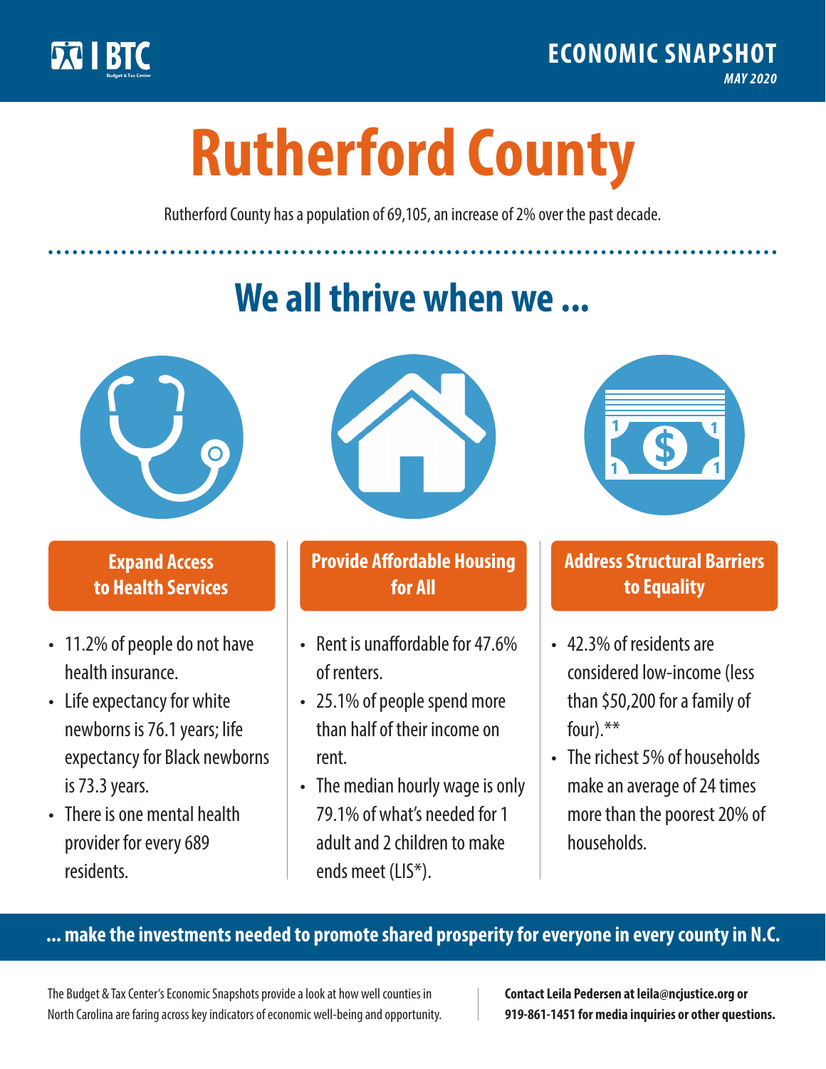BTC Budget & Tax Center

**ECONOMIC SNAPSHOT**
*MAY 2020*

# Rutherford County

Rutherford County has a population of 69,105, an increase of 2% over the past decade.

## We all thrive when we ...

### Expand Access to Health Services

- 11.2% of people do not have health insurance.
- Life expectancy for white newborns is 76.1 years; life expectancy for Black newborns is 73.3 years.
- There is one mental health provider for every 689 residents.

### Provide Affordable Housing for All

- Rent is unaffordable for 47.6% of renters.
- 25.1% of people spend more than half of their income on rent.
- The median hourly wage is only 79.1% of what's needed for 1 adult and 2 children to make ends meet (LIS*).

### Address Structural Barriers to Equality

- 42.3% of residents are considered low-income (less than $50,200 for a family of four).**
- The richest 5% of households make an average of 24 times more than the poorest 20% of households.

**... make the investments needed to promote shared prosperity for everyone in every county in N.C.**

The Budget & Tax Center's Economic Snapshots provide a look at how well counties in North Carolina are faring across key indicators of economic well-being and opportunity.

**Contact Leila Pedersen at leila@ncjustice.org or 919-861-1451 for media inquiries or other questions.**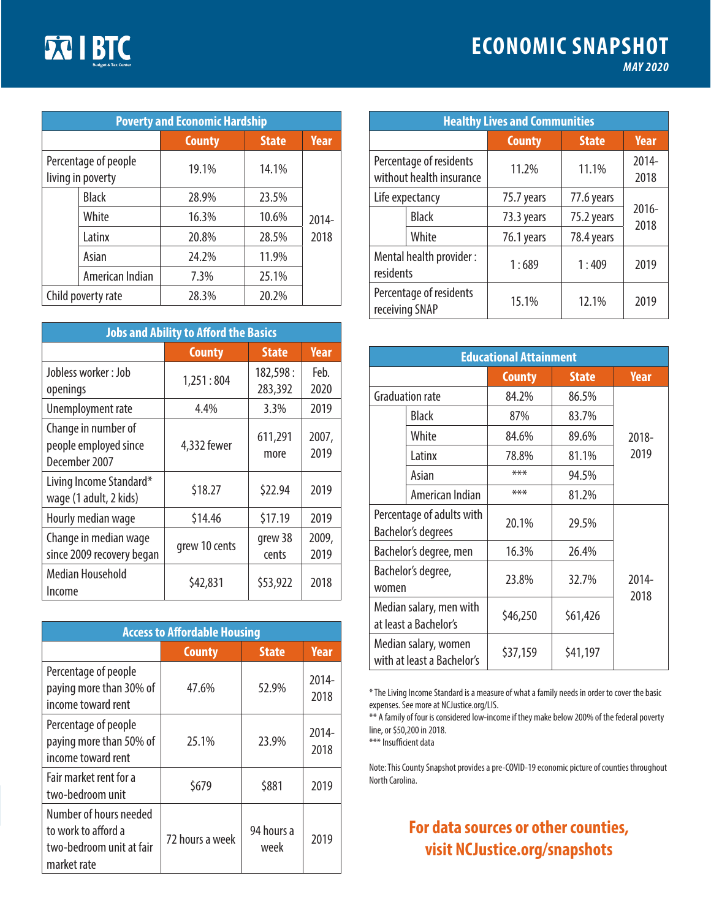# BTC

## ECONOMIC SNAPSHOT

*MAY 2020*

| Poverty and Economic Hardship | | County | State | Year |
|---|---|---|---|---|
| Percentage of people living in poverty | | 19.1% | 14.1% | 2014-2018 |
| | Black | 28.9% | 23.5% | |
| | White | 16.3% | 10.6% | |
| | Latinx | 20.8% | 28.5% | |
| | Asian | 24.2% | 11.9% | |
| | American Indian | 7.3% | 25.1% | |
| Child poverty rate | | 28.3% | 20.2% | |

| Jobs and Ability to Afford the Basics | County | State | Year |
|---|---|---|---|
| Jobless worker : Job openings | 1,251 : 804 | 182,598 : 283,392 | Feb. 2020 |
| Unemployment rate | 4.4% | 3.3% | 2019 |
| Change in number of people employed since December 2007 | 4,332 fewer | 611,291 more | 2007, 2019 |
| Living Income Standard* wage (1 adult, 2 kids) | $18.27 | $22.94 | 2019 |
| Hourly median wage | $14.46 | $17.19 | 2019 |
| Change in median wage since 2009 recovery began | grew 10 cents | grew 38 cents | 2009, 2019 |
| Median Household Income | $42,831 | $53,922 | 2018 |

| Access to Affordable Housing | County | State | Year |
|---|---|---|---|
| Percentage of people paying more than 30% of income toward rent | 47.6% | 52.9% | 2014-2018 |
| Percentage of people paying more than 50% of income toward rent | 25.1% | 23.9% | 2014-2018 |
| Fair market rent for a two-bedroom unit | $679 | $881 | 2019 |
| Number of hours needed to work to afford a two-bedroom unit at fair market rate | 72 hours a week | 94 hours a week | 2019 |

| Healthy Lives and Communities | | County | State | Year |
|---|---|---|---|---|
| Percentage of residents without health insurance | | 11.2% | 11.1% | 2014-2018 |
| Life expectancy | | 75.7 years | 77.6 years | 2016-2018 |
| | Black | 73.3 years | 75.2 years | |
| | White | 76.1 years | 78.4 years | |
| Mental health provider : residents | | 1 : 689 | 1 : 409 | 2019 |
| Percentage of residents receiving SNAP | | 15.1% | 12.1% | 2019 |

| Educational Attainment | | County | State | Year |
|---|---|---|---|---|
| Graduation rate | | 84.2% | 86.5% | 2018-2019 |
| | Black | 87% | 83.7% | |
| | White | 84.6% | 89.6% | |
| | Latinx | 78.8% | 81.1% | |
| | Asian | *** | 94.5% | |
| | American Indian | *** | 81.2% | |
| Percentage of adults with Bachelor's degrees | | 20.1% | 29.5% | 2014-2018 |
| Bachelor's degree, men | | 16.3% | 26.4% | |
| Bachelor's degree, women | | 23.8% | 32.7% | |
| Median salary, men with at least a Bachelor's | | $46,250 | $61,426 | |
| Median salary, women with at least a Bachelor's | | $37,159 | $41,197 | |

\* The Living Income Standard is a measure of what a family needs in order to cover the basic expenses. See more at NCJustice.org/LIS.
** A family of four is considered low-income if they make below 200% of the federal poverty line, or $50,200 in 2018.
*** Insufficient data

Note: This County Snapshot provides a pre-COVID-19 economic picture of counties throughout North Carolina.

**For data sources or other counties, visit NCJustice.org/snapshots**